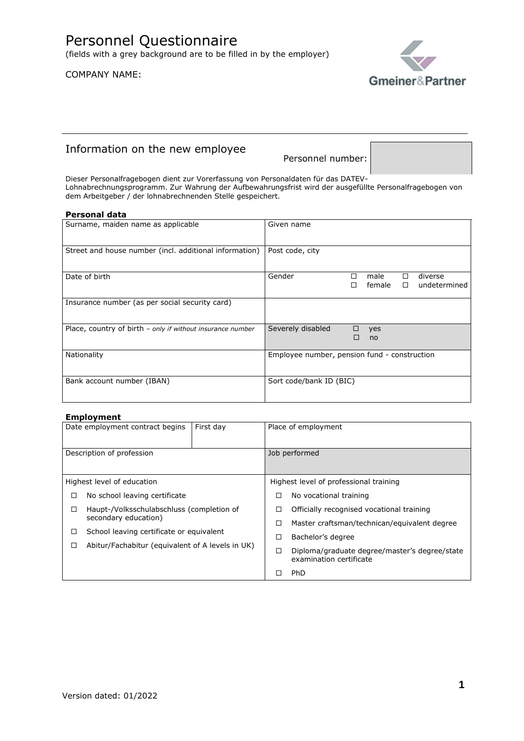# Personnel Questionnaire

(fields with a grey background are to be filled in by the employer)

COMPANY NAME:

## Information on the new employee

Personnel number:

Dieser Personalfragebogen dient zur Vorerfassung von Personaldaten für das DATEV-Lohnabrechnungsprogramm. Zur Wahrung der Aufbewahrungsfrist wird der ausgefüllte Personalfragebogen von dem Arbeitgeber / der lohnabrechnenden Stelle gespeichert.

### Personal data

| | |
|---|---|
| Surname, maiden name as applicable | Given name |
| Street and house number (incl. additional information) | Post code, city |
| Date of birth | Gender ☐ male ☐ diverse ☐ female ☐ undetermined |
| Insurance number (as per social security card) | |
| Place, country of birth – *only if without insurance number* | Severely disabled ☐ yes ☐ no |
| Nationality | Employee number, pension fund - construction |
| Bank account number (IBAN) | Sort code/bank ID (BIC) |

### Employment

| | | |
|---|---|---|
| Date employment contract begins | First day | Place of employment |
| Description of profession | | Job performed |

| Highest level of education | Highest level of professional training |
|---|---|
| ☐ No school leaving certificate | ☐ No vocational training |
| ☐ Haupt-/Volksschulabschluss (completion of secondary education) | ☐ Officially recognised vocational training |
| ☐ School leaving certificate or equivalent | ☐ Master craftsman/technican/equivalent degree |
| ☐ Abitur/Fachabitur (equivalent of A levels in UK) | ☐ Bachelor's degree |
| | ☐ Diploma/graduate degree/master's degree/state examination certificate |
| | ☐ PhD |

Version dated: 01/2022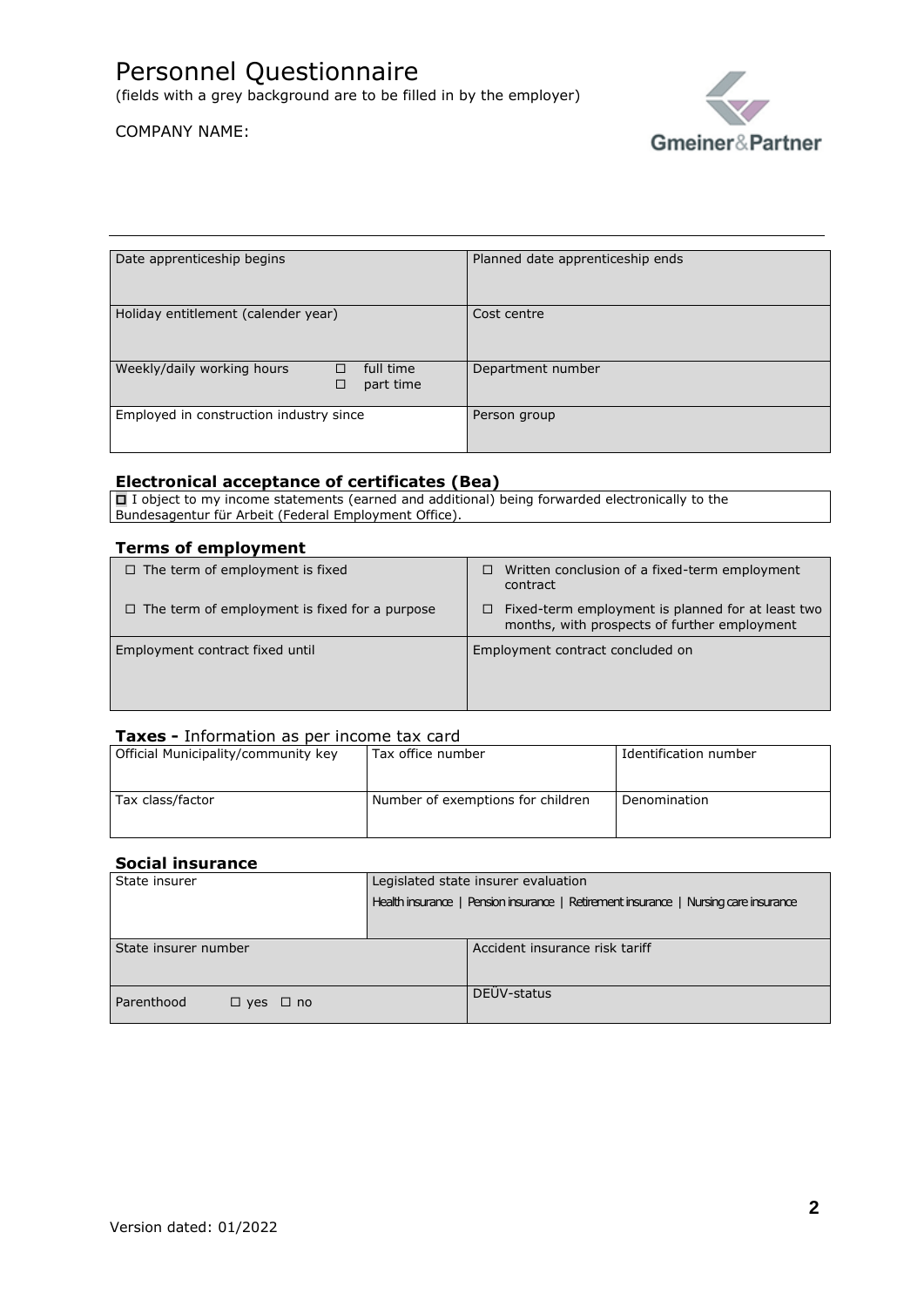# Personnel Questionnaire

(fields with a grey background are to be filled in by the employer)

COMPANY NAME:

| Date apprenticeship begins | Planned date apprenticeship ends |
|---|---|
| Holiday entitlement (calender year) | Cost centre |
| Weekly/daily working hours ☐ full time ☐ part time | Department number |
| Employed in construction industry since | Person group |

### Electronical acceptance of certificates (Bea)

☐ I object to my income statements (earned and additional) being forwarded electronically to the Bundesagentur für Arbeit (Federal Employment Office).

### Terms of employment

| | |
|---|---|
| ☐ The term of employment is fixed | ☐ Written conclusion of a fixed-term employment contract |
| ☐ The term of employment is fixed for a purpose | ☐ Fixed-term employment is planned for at least two months, with prospects of further employment |
| Employment contract fixed until | Employment contract concluded on |

### Taxes - Information as per income tax card

| Official Municipality/community key | Tax office number | Identification number |
|---|---|---|
| Tax class/factor | Number of exemptions for children | Denomination |

### Social insurance

| State insurer | Legislated state insurer evaluation<br>Health insurance \| Pension insurance \| Retirement insurance \| Nursing care insurance |
|---|---|
| State insurer number | Accident insurance risk tariff |
| Parenthood ☐ yes ☐ no | DEÜV-status |

Version dated: 01/2022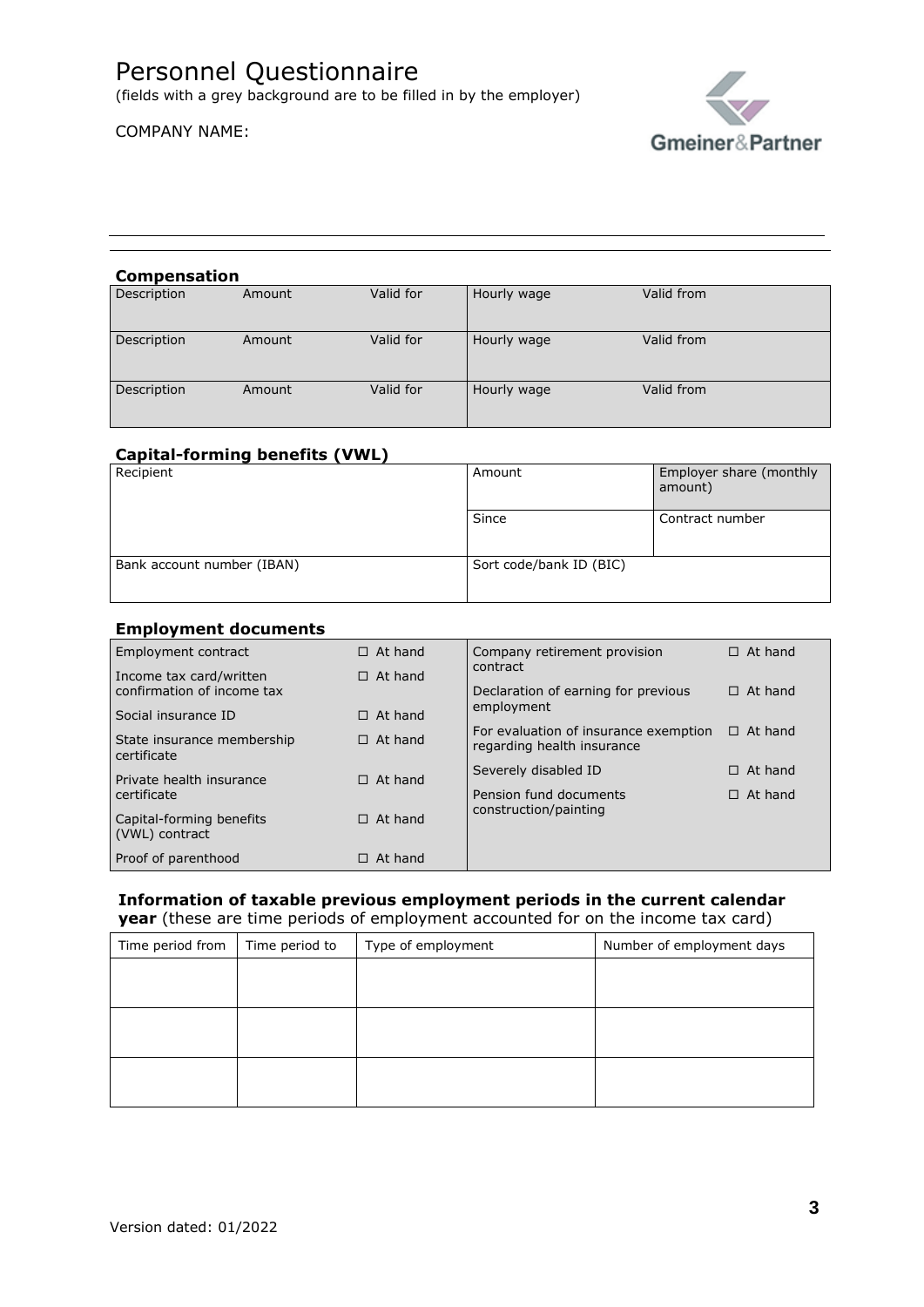# Personnel Questionnaire

(fields with a grey background are to be filled in by the employer)

COMPANY NAME:

### Compensation

| Description | Amount | Valid for | Hourly wage | Valid from |
|---|---|---|---|---|
| Description | Amount | Valid for | Hourly wage | Valid from |
| Description | Amount | Valid for | Hourly wage | Valid from |

### Capital-forming benefits (VWL)

| Recipient | Amount | Employer share (monthly amount) |
|---|---|---|
| | Since | Contract number |
| Bank account number (IBAN) | Sort code/bank ID (BIC) | |

### Employment documents

| | | | |
|---|---|---|---|
| Employment contract | ☐ At hand | Company retirement provision contract | ☐ At hand |
| Income tax card/written confirmation of income tax | ☐ At hand | Declaration of earning for previous employment | ☐ At hand |
| Social insurance ID | ☐ At hand | For evaluation of insurance exemption regarding health insurance | ☐ At hand |
| State insurance membership certificate | ☐ At hand | Severely disabled ID | ☐ At hand |
| Private health insurance certificate | ☐ At hand | Pension fund documents construction/painting | ☐ At hand |
| Capital-forming benefits (VWL) contract | ☐ At hand | | |
| Proof of parenthood | ☐ At hand | | |

### Information of taxable previous employment periods in the current calendar year

(these are time periods of employment accounted for on the income tax card)

| Time period from | Time period to | Type of employment | Number of employment days |
|---|---|---|---|
| | | | |
| | | | |
| | | | |

Version dated: 01/2022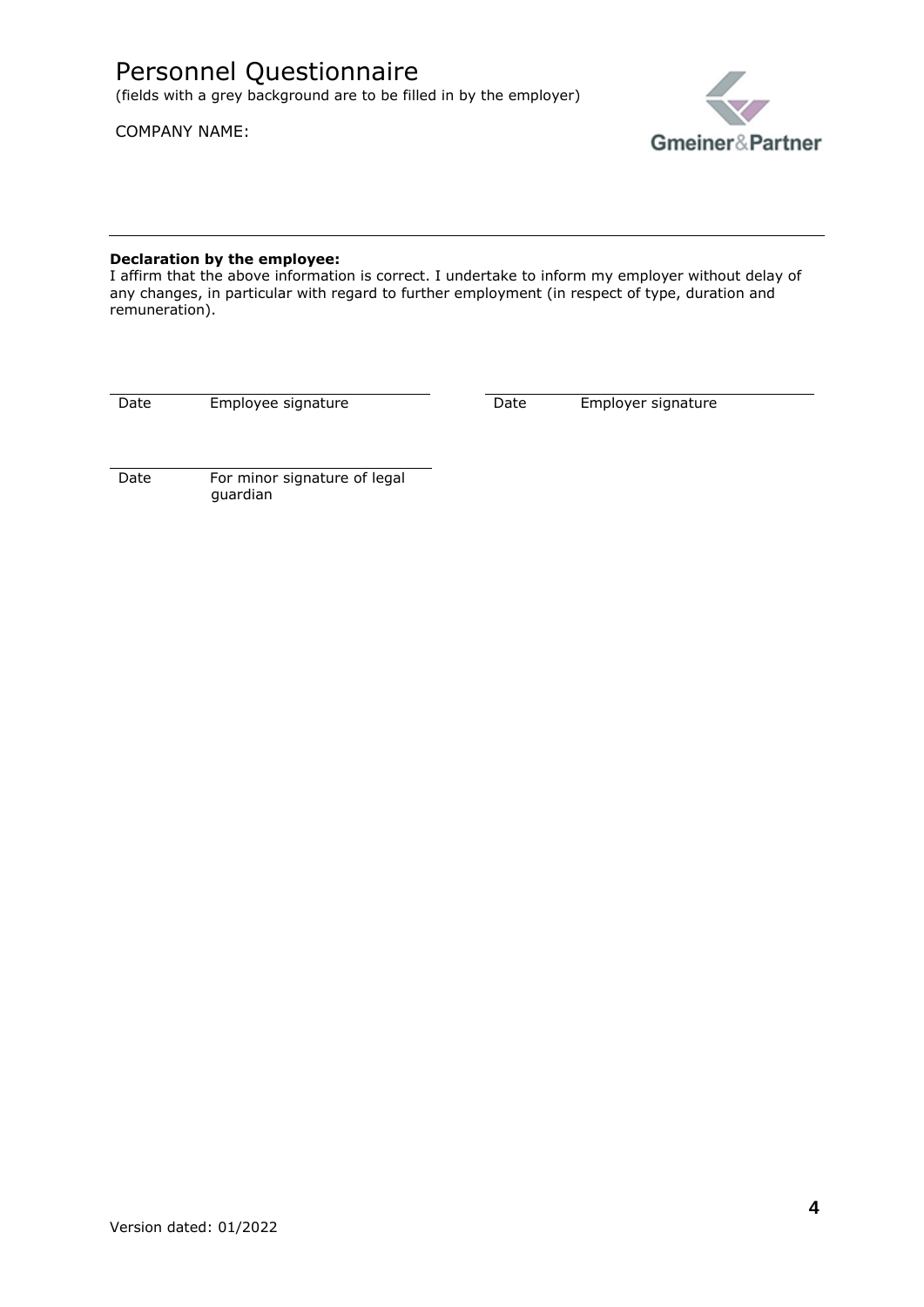# Personnel Questionnaire

(fields with a grey background are to be filled in by the employer)

COMPANY NAME:

---

**Declaration by the employee:**
I affirm that the above information is correct. I undertake to inform my employer without delay of any changes, in particular with regard to further employment (in respect of type, duration and remuneration).

| | | | |
|---|---|---|---|
| Date | Employee signature | Date | Employer signature |
| Date | For minor signature of legal guardian | | |

Version dated: 01/2022